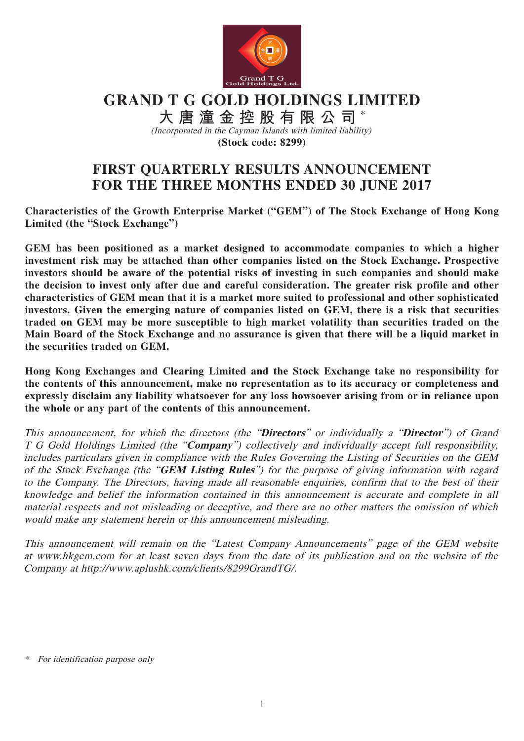# GRAND T G GOLD HOLDINGS LIMITED

## 大唐潼金控股有限公司*

*(Incorporated in the Cayman Islands with limited liability)*

**(Stock code: 8299)**

# FIRST QUARTERLY RESULTS ANNOUNCEMENT FOR THE THREE MONTHS ENDED 30 JUNE 2017

**Characteristics of the Growth Enterprise Market ("GEM") of The Stock Exchange of Hong Kong Limited (the "Stock Exchange")**

**GEM has been positioned as a market designed to accommodate companies to which a higher investment risk may be attached than other companies listed on the Stock Exchange. Prospective investors should be aware of the potential risks of investing in such companies and should make the decision to invest only after due and careful consideration. The greater risk profile and other characteristics of GEM mean that it is a market more suited to professional and other sophisticated investors. Given the emerging nature of companies listed on GEM, there is a risk that securities traded on GEM may be more susceptible to high market volatility than securities traded on the Main Board of the Stock Exchange and no assurance is given that there will be a liquid market in the securities traded on GEM.**

**Hong Kong Exchanges and Clearing Limited and the Stock Exchange take no responsibility for the contents of this announcement, make no representation as to its accuracy or completeness and expressly disclaim any liability whatsoever for any loss howsoever arising from or in reliance upon the whole or any part of the contents of this announcement.**

*This announcement, for which the directors (the "**Directors**" or individually a "**Director**") of Grand T G Gold Holdings Limited (the "**Company**") collectively and individually accept full responsibility, includes particulars given in compliance with the Rules Governing the Listing of Securities on the GEM of the Stock Exchange (the "**GEM Listing Rules**") for the purpose of giving information with regard to the Company. The Directors, having made all reasonable enquiries, confirm that to the best of their knowledge and belief the information contained in this announcement is accurate and complete in all material respects and not misleading or deceptive, and there are no other matters the omission of which would make any statement herein or this announcement misleading.*

*This announcement will remain on the "Latest Company Announcements" page of the GEM website at www.hkgem.com for at least seven days from the date of its publication and on the website of the Company at http://www.aplushk.com/clients/8299GrandTG/.*

\* *For identification purpose only*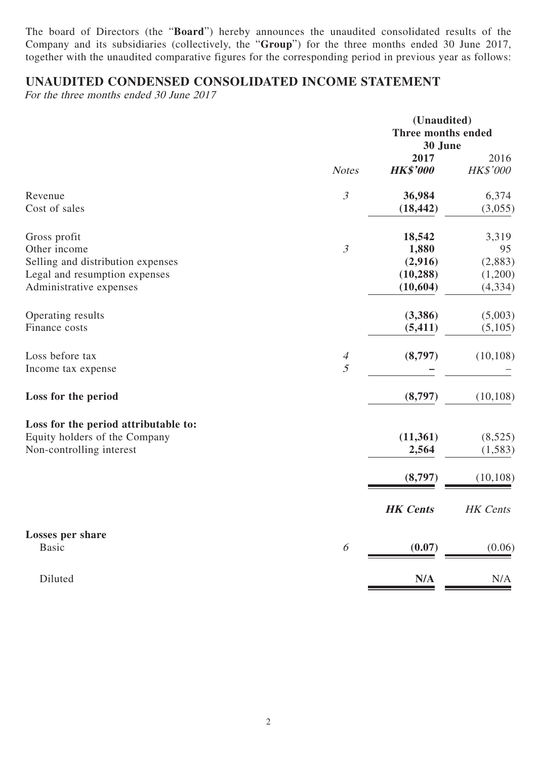The board of Directors (the "**Board**") hereby announces the unaudited consolidated results of the Company and its subsidiaries (collectively, the "**Group**") for the three months ended 30 June 2017, together with the unaudited comparative figures for the corresponding period in previous year as follows:

## UNAUDITED CONDENSED CONSOLIDATED INCOME STATEMENT

*For the three months ended 30 June 2017*

| | | **(Unaudited)** | |
|---|---|---|---|
| | | **Three months ended 30 June** | |
| | | **2017** | 2016 |
| | *Notes* | ***HK$'000*** | *HK$'000* |
| Revenue | *3* | **36,984** | 6,374 |
| Cost of sales | | **(18,442)** | (3,055) |
| Gross profit | | **18,542** | 3,319 |
| Other income | *3* | **1,880** | 95 |
| Selling and distribution expenses | | **(2,916)** | (2,883) |
| Legal and resumption expenses | | **(10,288)** | (1,200) |
| Administrative expenses | | **(10,604)** | (4,334) |
| Operating results | | **(3,386)** | (5,003) |
| Finance costs | | **(5,411)** | (5,105) |
| Loss before tax | *4* | **(8,797)** | (10,108) |
| Income tax expense | *5* | **–** | – |
| **Loss for the period** | | **(8,797)** | (10,108) |
| **Loss for the period attributable to:** | | | |
| Equity holders of the Company | | **(11,361)** | (8,525) |
| Non-controlling interest | | **2,564** | (1,583) |
| | | **(8,797)** | (10,108) |
| | | ***HK Cents*** | *HK Cents* |
| **Losses per share** | | | |
| Basic | *6* | **(0.07)** | (0.06) |
| Diluted | | **N/A** | N/A |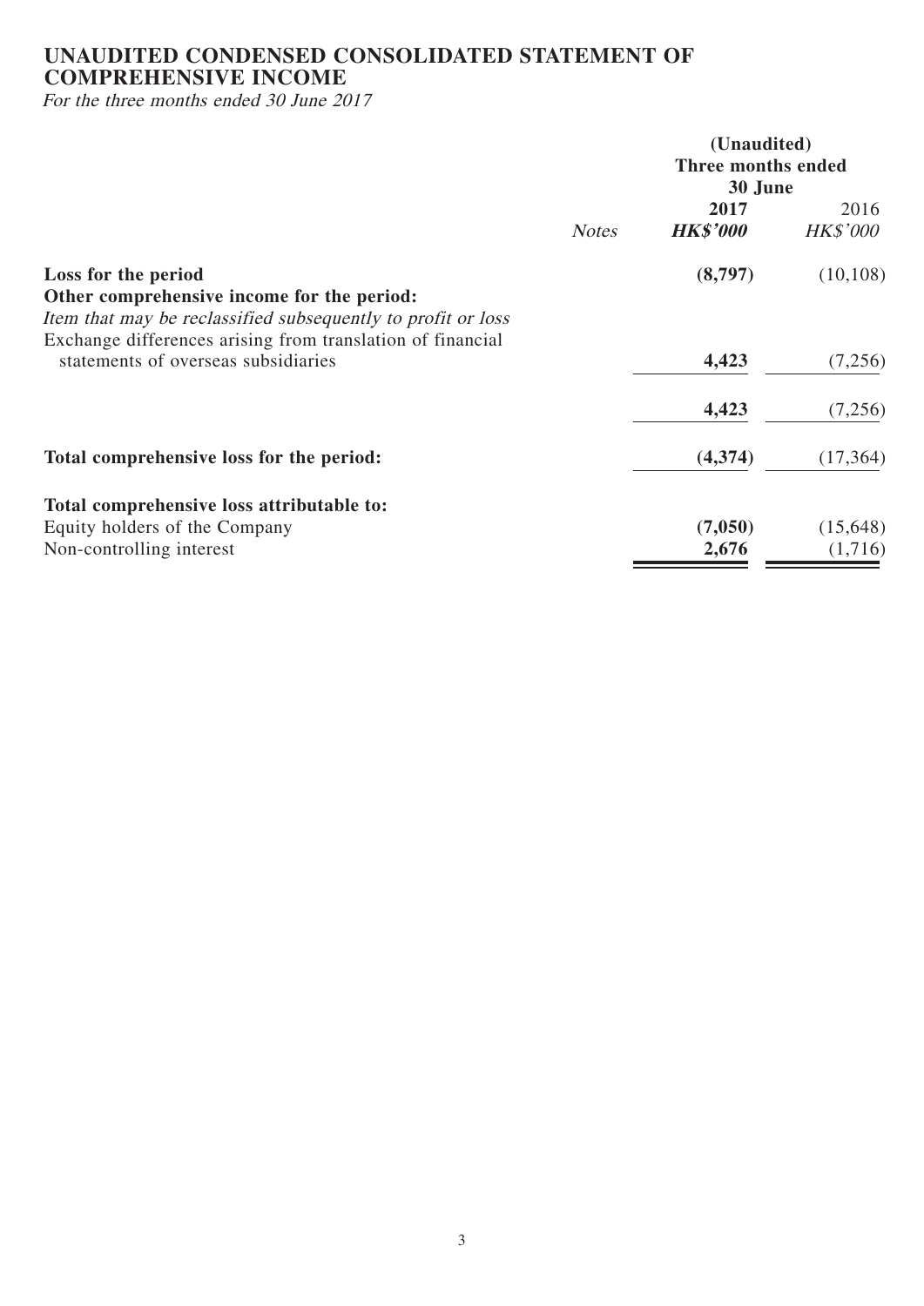# UNAUDITED CONDENSED CONSOLIDATED STATEMENT OF COMPREHENSIVE INCOME

*For the three months ended 30 June 2017*

| | Notes | (Unaudited) Three months ended 30 June 2017 HK$'000 | 2016 HK$'000 |
|---|---|---|---|
| **Loss for the period** | | **(8,797)** | (10,108) |
| **Other comprehensive income for the period:** | | | |
| *Item that may be reclassified subsequently to profit or loss* | | | |
| Exchange differences arising from translation of financial statements of overseas subsidiaries | | **4,423** | (7,256) |
| | | **4,423** | (7,256) |
| **Total comprehensive loss for the period:** | | **(4,374)** | (17,364) |
| **Total comprehensive loss attributable to:** | | | |
| Equity holders of the Company | | **(7,050)** | (15,648) |
| Non-controlling interest | | **2,676** | (1,716) |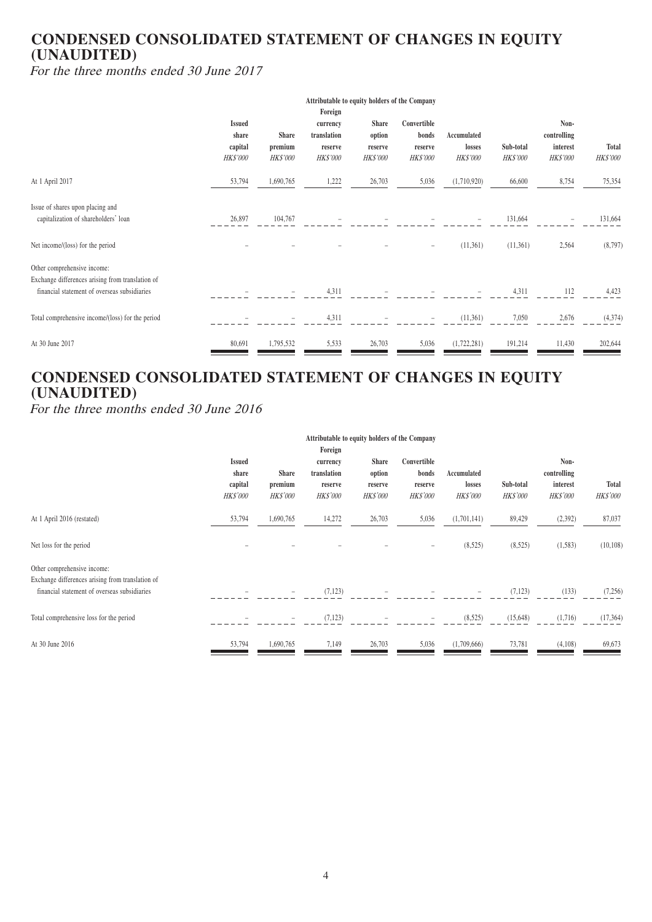# CONDENSED CONSOLIDATED STATEMENT OF CHANGES IN EQUITY (UNAUDITED)

*For the three months ended 30 June 2017*

| | Attributable to equity holders of the Company | | | | | | | | |
|---|---|---|---|---|---|---|---|---|---|
| | Issued share capital | Share premium | Foreign currency translation reserve | Share option reserve | Convertible bonds reserve | Accumulated losses | Sub-total | Non-controlling interest | Total |
| | HK$'000 | HK$'000 | HK$'000 | HK$'000 | HK$'000 | HK$'000 | HK$'000 | HK$'000 | HK$'000 |
| At 1 April 2017 | 53,794 | 1,690,765 | 1,222 | 26,703 | 5,036 | (1,710,920) | 66,600 | 8,754 | 75,354 |
| Issue of shares upon placing and capitalization of shareholders' loan | 26,897 | 104,767 | – | – | – | – | 131,664 | – | 131,664 |
| Net income/(loss) for the period | – | – | – | – | – | (11,361) | (11,361) | 2,564 | (8,797) |
| Other comprehensive income: Exchange differences arising from translation of financial statement of overseas subsidiaries | – | – | 4,311 | – | – | – | 4,311 | 112 | 4,423 |
| Total comprehensive income/(loss) for the period | – | – | 4,311 | – | – | (11,361) | 7,050 | 2,676 | (4,374) |
| At 30 June 2017 | 80,691 | 1,795,532 | 5,533 | 26,703 | 5,036 | (1,722,281) | 191,214 | 11,430 | 202,644 |

# CONDENSED CONSOLIDATED STATEMENT OF CHANGES IN EQUITY (UNAUDITED)

*For the three months ended 30 June 2016*

| | Attributable to equity holders of the Company | | | | | | | | |
|---|---|---|---|---|---|---|---|---|---|
| | Issued share capital | Share premium | Foreign currency translation reserve | Share option reserve | Convertible bonds reserve | Accumulated losses | Sub-total | Non-controlling interest | Total |
| | HK$'000 | HK$'000 | HK$'000 | HK$'000 | HK$'000 | HK$'000 | HK$'000 | HK$'000 | HK$'000 |
| At 1 April 2016 (restated) | 53,794 | 1,690,765 | 14,272 | 26,703 | 5,036 | (1,701,141) | 89,429 | (2,392) | 87,037 |
| Net loss for the period | – | – | – | – | – | (8,525) | (8,525) | (1,583) | (10,108) |
| Other comprehensive income: Exchange differences arising from translation of financial statement of overseas subsidiaries | – | – | (7,123) | – | – | – | (7,123) | (133) | (7,256) |
| Total comprehensive loss for the period | – | – | (7,123) | – | – | (8,525) | (15,648) | (1,716) | (17,364) |
| At 30 June 2016 | 53,794 | 1,690,765 | 7,149 | 26,703 | 5,036 | (1,709,666) | 73,781 | (4,108) | 69,673 |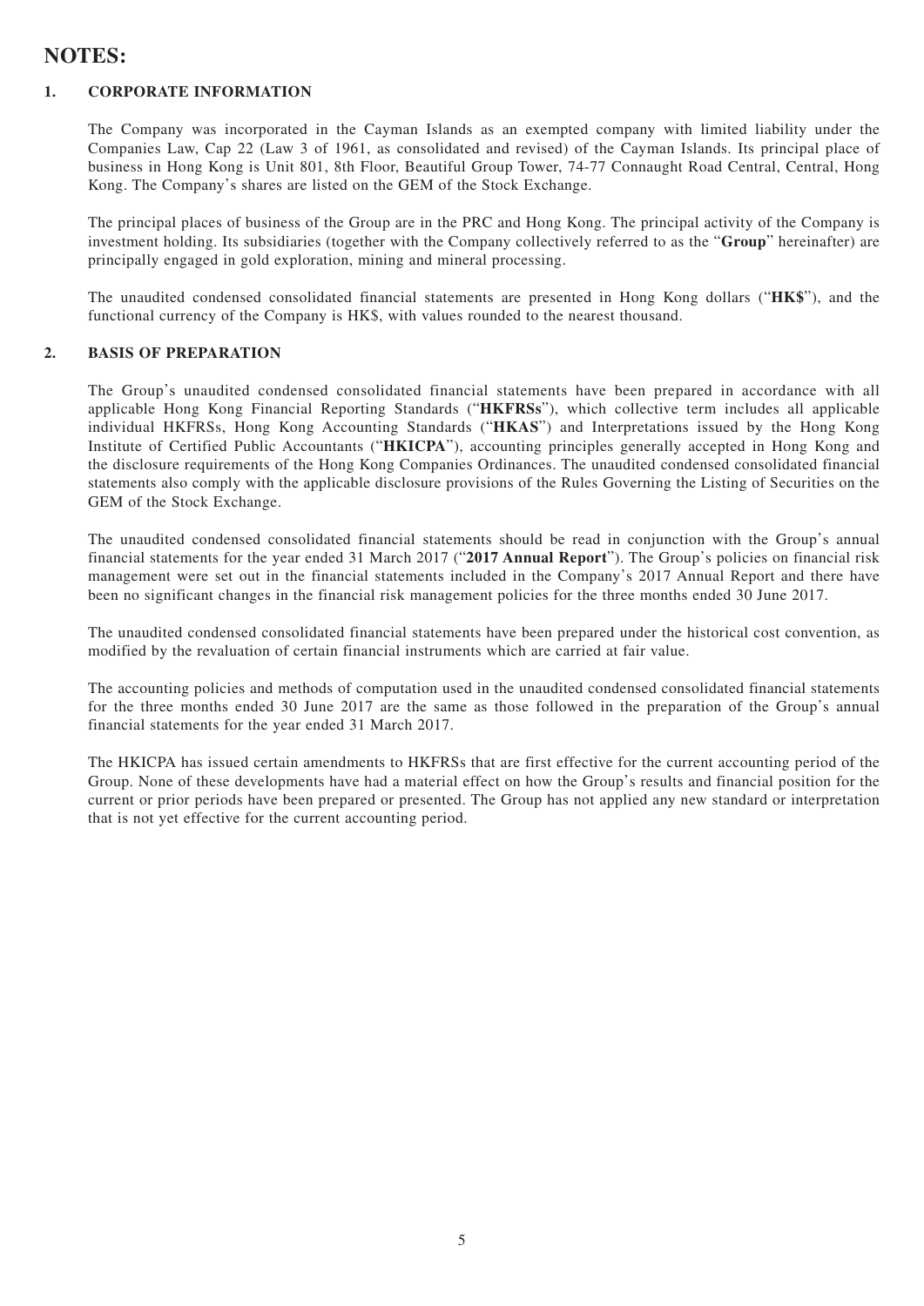# NOTES:

## 1. CORPORATE INFORMATION

The Company was incorporated in the Cayman Islands as an exempted company with limited liability under the Companies Law, Cap 22 (Law 3 of 1961, as consolidated and revised) of the Cayman Islands. Its principal place of business in Hong Kong is Unit 801, 8th Floor, Beautiful Group Tower, 74-77 Connaught Road Central, Central, Hong Kong. The Company's shares are listed on the GEM of the Stock Exchange.

The principal places of business of the Group are in the PRC and Hong Kong. The principal activity of the Company is investment holding. Its subsidiaries (together with the Company collectively referred to as the "**Group**" hereinafter) are principally engaged in gold exploration, mining and mineral processing.

The unaudited condensed consolidated financial statements are presented in Hong Kong dollars ("**HK$**"), and the functional currency of the Company is HK$, with values rounded to the nearest thousand.

## 2. BASIS OF PREPARATION

The Group's unaudited condensed consolidated financial statements have been prepared in accordance with all applicable Hong Kong Financial Reporting Standards ("**HKFRSs**"), which collective term includes all applicable individual HKFRSs, Hong Kong Accounting Standards ("**HKAS**") and Interpretations issued by the Hong Kong Institute of Certified Public Accountants ("**HKICPA**"), accounting principles generally accepted in Hong Kong and the disclosure requirements of the Hong Kong Companies Ordinances. The unaudited condensed consolidated financial statements also comply with the applicable disclosure provisions of the Rules Governing the Listing of Securities on the GEM of the Stock Exchange.

The unaudited condensed consolidated financial statements should be read in conjunction with the Group's annual financial statements for the year ended 31 March 2017 ("**2017 Annual Report**"). The Group's policies on financial risk management were set out in the financial statements included in the Company's 2017 Annual Report and there have been no significant changes in the financial risk management policies for the three months ended 30 June 2017.

The unaudited condensed consolidated financial statements have been prepared under the historical cost convention, as modified by the revaluation of certain financial instruments which are carried at fair value.

The accounting policies and methods of computation used in the unaudited condensed consolidated financial statements for the three months ended 30 June 2017 are the same as those followed in the preparation of the Group's annual financial statements for the year ended 31 March 2017.

The HKICPA has issued certain amendments to HKFRSs that are first effective for the current accounting period of the Group. None of these developments have had a material effect on how the Group's results and financial position for the current or prior periods have been prepared or presented. The Group has not applied any new standard or interpretation that is not yet effective for the current accounting period.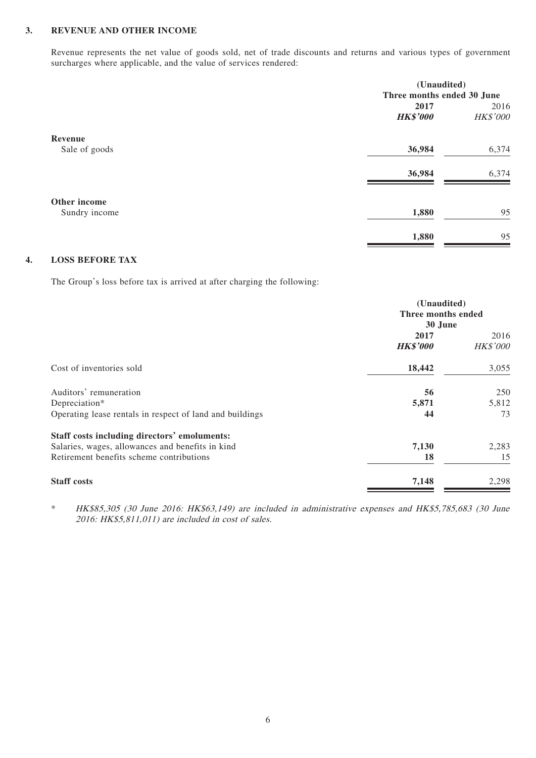### 3. REVENUE AND OTHER INCOME

Revenue represents the net value of goods sold, net of trade discounts and returns and various types of government surcharges where applicable, and the value of services rendered:

| | (Unaudited) Three months ended 30 June | |
|---|---|---|
| | **2017** | 2016 |
| | ***HK$'000*** | *HK$'000* |
| **Revenue** | | |
| Sale of goods | **36,984** | 6,374 |
| | **36,984** | 6,374 |
| **Other income** | | |
| Sundry income | **1,880** | 95 |
| | **1,880** | 95 |

### 4. LOSS BEFORE TAX

The Group's loss before tax is arrived at after charging the following:

| | (Unaudited) Three months ended 30 June | |
|---|---|---|
| | **2017** | 2016 |
| | ***HK$'000*** | *HK$'000* |
| Cost of inventories sold | **18,442** | 3,055 |
| Auditors' remuneration | **56** | 250 |
| Depreciation* | **5,871** | 5,812 |
| Operating lease rentals in respect of land and buildings | **44** | 73 |
| **Staff costs including directors' emoluments:** | | |
| Salaries, wages, allowances and benefits in kind | **7,130** | 2,283 |
| Retirement benefits scheme contributions | **18** | 15 |
| **Staff costs** | **7,148** | 2,298 |

\* *HK$85,305 (30 June 2016: HK$63,149) are included in administrative expenses and HK$5,785,683 (30 June 2016: HK$5,811,011) are included in cost of sales.*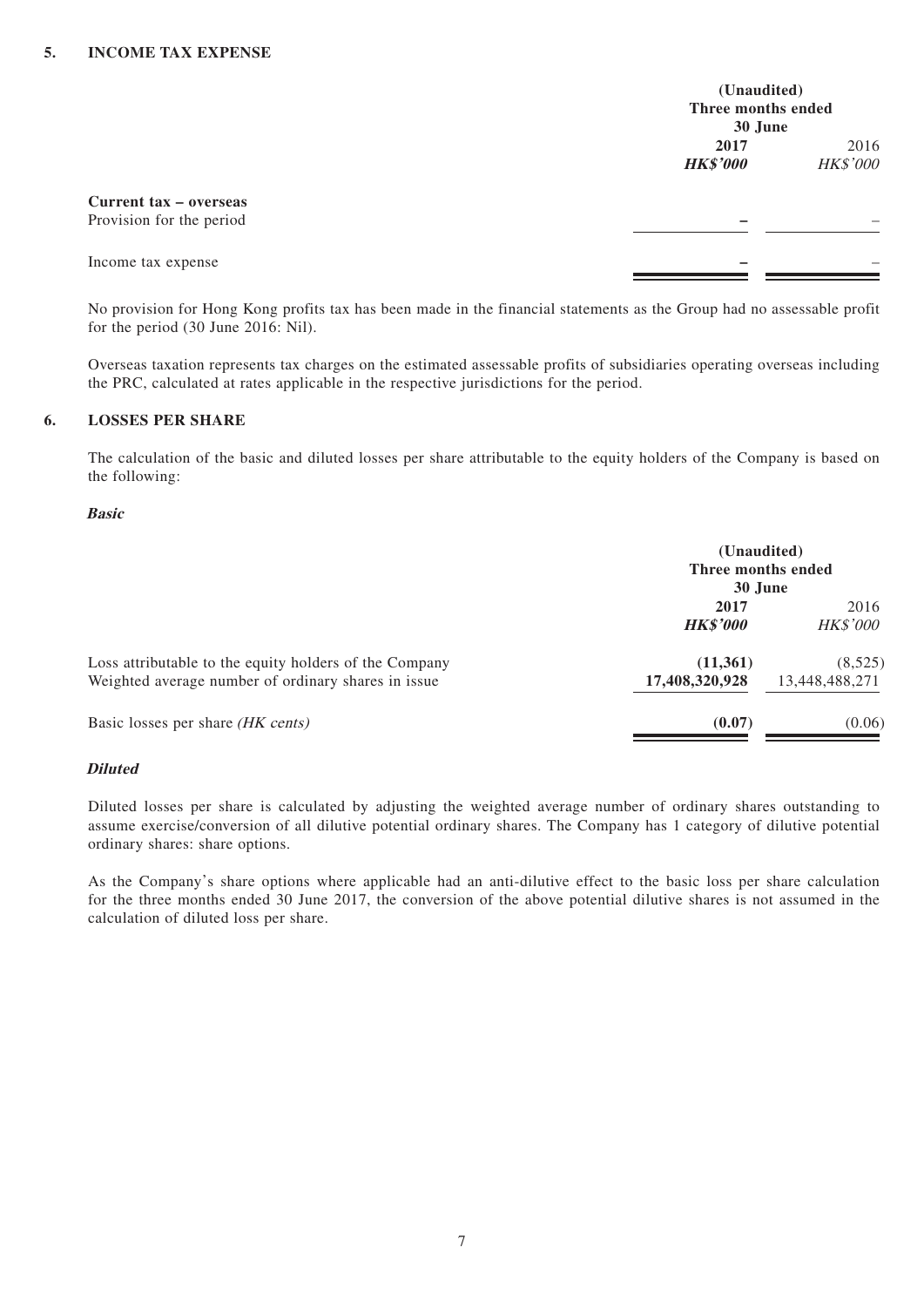## 5. INCOME TAX EXPENSE

| | (Unaudited) Three months ended 30 June | |
|---|---|---|
| | **2017** | 2016 |
| | ***HK$'000*** | *HK$'000* |
| **Current tax – overseas** | | |
| Provision for the period | **–** | – |
| Income tax expense | **–** | – |

No provision for Hong Kong profits tax has been made in the financial statements as the Group had no assessable profit for the period (30 June 2016: Nil).

Overseas taxation represents tax charges on the estimated assessable profits of subsidiaries operating overseas including the PRC, calculated at rates applicable in the respective jurisdictions for the period.

## 6. LOSSES PER SHARE

The calculation of the basic and diluted losses per share attributable to the equity holders of the Company is based on the following:

***Basic***

| | (Unaudited) Three months ended 30 June | |
|---|---|---|
| | **2017** | 2016 |
| | ***HK$'000*** | *HK$'000* |
| Loss attributable to the equity holders of the Company | **(11,361)** | (8,525) |
| Weighted average number of ordinary shares in issue | **17,408,320,928** | 13,448,488,271 |
| Basic losses per share *(HK cents)* | **(0.07)** | (0.06) |

***Diluted***

Diluted losses per share is calculated by adjusting the weighted average number of ordinary shares outstanding to assume exercise/conversion of all dilutive potential ordinary shares. The Company has 1 category of dilutive potential ordinary shares: share options.

As the Company's share options where applicable had an anti-dilutive effect to the basic loss per share calculation for the three months ended 30 June 2017, the conversion of the above potential dilutive shares is not assumed in the calculation of diluted loss per share.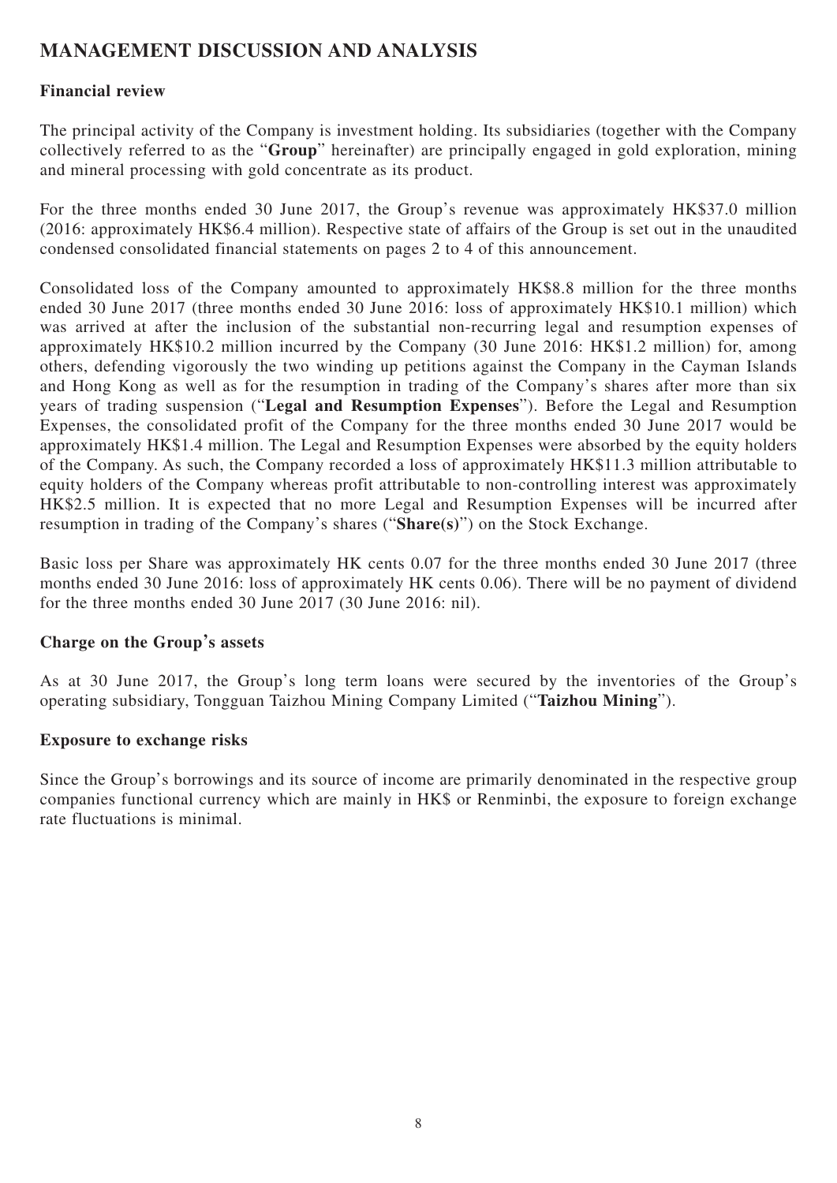# MANAGEMENT DISCUSSION AND ANALYSIS

## Financial review

The principal activity of the Company is investment holding. Its subsidiaries (together with the Company collectively referred to as the "**Group**" hereinafter) are principally engaged in gold exploration, mining and mineral processing with gold concentrate as its product.

For the three months ended 30 June 2017, the Group's revenue was approximately HK$37.0 million (2016: approximately HK$6.4 million). Respective state of affairs of the Group is set out in the unaudited condensed consolidated financial statements on pages 2 to 4 of this announcement.

Consolidated loss of the Company amounted to approximately HK$8.8 million for the three months ended 30 June 2017 (three months ended 30 June 2016: loss of approximately HK$10.1 million) which was arrived at after the inclusion of the substantial non-recurring legal and resumption expenses of approximately HK$10.2 million incurred by the Company (30 June 2016: HK$1.2 million) for, among others, defending vigorously the two winding up petitions against the Company in the Cayman Islands and Hong Kong as well as for the resumption in trading of the Company's shares after more than six years of trading suspension ("**Legal and Resumption Expenses**"). Before the Legal and Resumption Expenses, the consolidated profit of the Company for the three months ended 30 June 2017 would be approximately HK$1.4 million. The Legal and Resumption Expenses were absorbed by the equity holders of the Company. As such, the Company recorded a loss of approximately HK$11.3 million attributable to equity holders of the Company whereas profit attributable to non-controlling interest was approximately HK$2.5 million. It is expected that no more Legal and Resumption Expenses will be incurred after resumption in trading of the Company's shares ("**Share(s)**") on the Stock Exchange.

Basic loss per Share was approximately HK cents 0.07 for the three months ended 30 June 2017 (three months ended 30 June 2016: loss of approximately HK cents 0.06). There will be no payment of dividend for the three months ended 30 June 2017 (30 June 2016: nil).

## Charge on the Group's assets

As at 30 June 2017, the Group's long term loans were secured by the inventories of the Group's operating subsidiary, Tongguan Taizhou Mining Company Limited ("**Taizhou Mining**").

## Exposure to exchange risks

Since the Group's borrowings and its source of income are primarily denominated in the respective group companies functional currency which are mainly in HK$ or Renminbi, the exposure to foreign exchange rate fluctuations is minimal.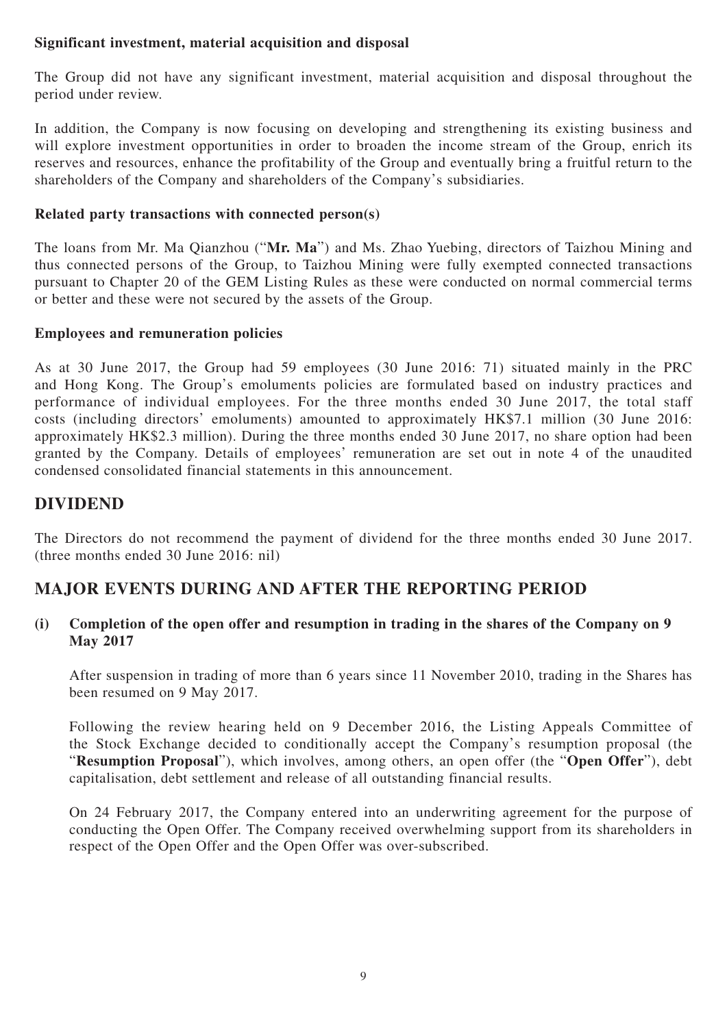**Significant investment, material acquisition and disposal**

The Group did not have any significant investment, material acquisition and disposal throughout the period under review.

In addition, the Company is now focusing on developing and strengthening its existing business and will explore investment opportunities in order to broaden the income stream of the Group, enrich its reserves and resources, enhance the profitability of the Group and eventually bring a fruitful return to the shareholders of the Company and shareholders of the Company's subsidiaries.

**Related party transactions with connected person(s)**

The loans from Mr. Ma Qianzhou ("**Mr. Ma**") and Ms. Zhao Yuebing, directors of Taizhou Mining and thus connected persons of the Group, to Taizhou Mining were fully exempted connected transactions pursuant to Chapter 20 of the GEM Listing Rules as these were conducted on normal commercial terms or better and these were not secured by the assets of the Group.

**Employees and remuneration policies**

As at 30 June 2017, the Group had 59 employees (30 June 2016: 71) situated mainly in the PRC and Hong Kong. The Group's emoluments policies are formulated based on industry practices and performance of individual employees. For the three months ended 30 June 2017, the total staff costs (including directors' emoluments) amounted to approximately HK$7.1 million (30 June 2016: approximately HK$2.3 million). During the three months ended 30 June 2017, no share option had been granted by the Company. Details of employees' remuneration are set out in note 4 of the unaudited condensed consolidated financial statements in this announcement.

## DIVIDEND

The Directors do not recommend the payment of dividend for the three months ended 30 June 2017. (three months ended 30 June 2016: nil)

## MAJOR EVENTS DURING AND AFTER THE REPORTING PERIOD

**(i) Completion of the open offer and resumption in trading in the shares of the Company on 9 May 2017**

After suspension in trading of more than 6 years since 11 November 2010, trading in the Shares has been resumed on 9 May 2017.

Following the review hearing held on 9 December 2016, the Listing Appeals Committee of the Stock Exchange decided to conditionally accept the Company's resumption proposal (the "**Resumption Proposal**"), which involves, among others, an open offer (the "**Open Offer**"), debt capitalisation, debt settlement and release of all outstanding financial results.

On 24 February 2017, the Company entered into an underwriting agreement for the purpose of conducting the Open Offer. The Company received overwhelming support from its shareholders in respect of the Open Offer and the Open Offer was over-subscribed.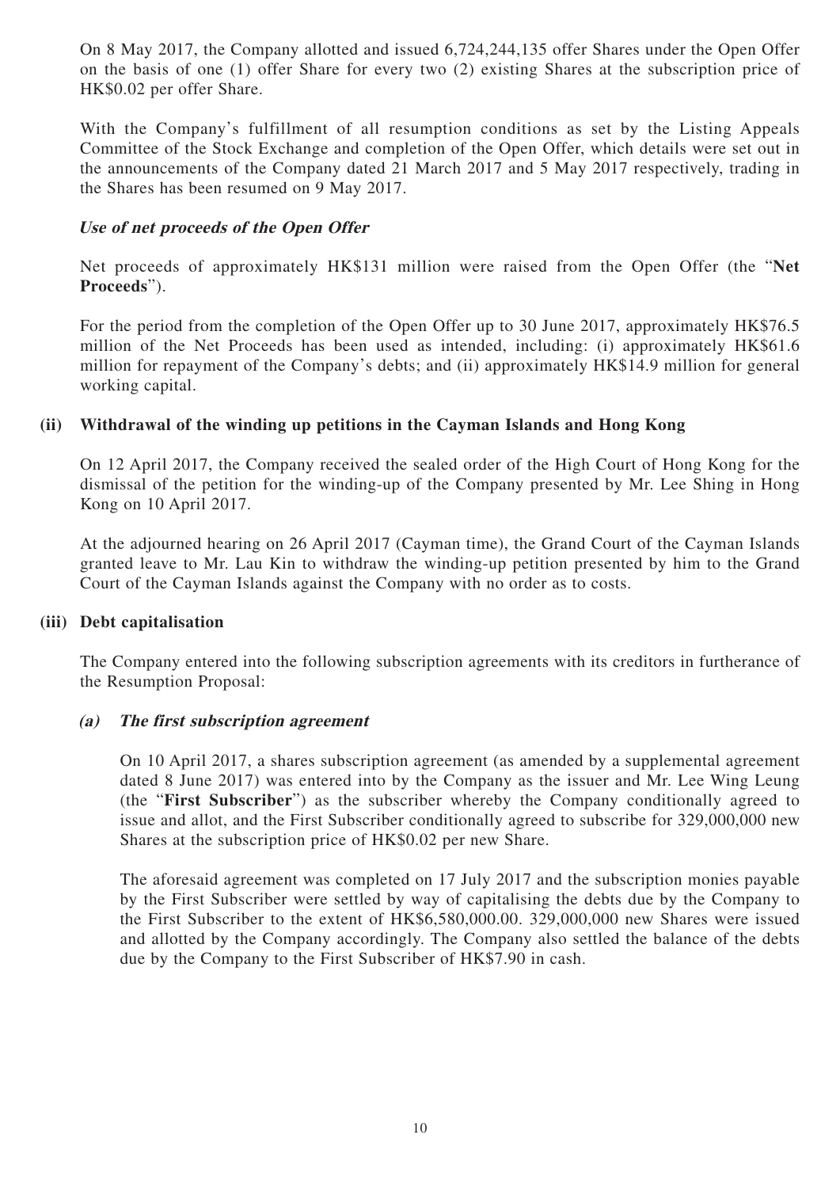On 8 May 2017, the Company allotted and issued 6,724,244,135 offer Shares under the Open Offer on the basis of one (1) offer Share for every two (2) existing Shares at the subscription price of HK$0.02 per offer Share.

With the Company's fulfillment of all resumption conditions as set by the Listing Appeals Committee of the Stock Exchange and completion of the Open Offer, which details were set out in the announcements of the Company dated 21 March 2017 and 5 May 2017 respectively, trading in the Shares has been resumed on 9 May 2017.

***Use of net proceeds of the Open Offer***

Net proceeds of approximately HK$131 million were raised from the Open Offer (the "**Net Proceeds**").

For the period from the completion of the Open Offer up to 30 June 2017, approximately HK$76.5 million of the Net Proceeds has been used as intended, including: (i) approximately HK$61.6 million for repayment of the Company's debts; and (ii) approximately HK$14.9 million for general working capital.

**(ii) Withdrawal of the winding up petitions in the Cayman Islands and Hong Kong**

On 12 April 2017, the Company received the sealed order of the High Court of Hong Kong for the dismissal of the petition for the winding-up of the Company presented by Mr. Lee Shing in Hong Kong on 10 April 2017.

At the adjourned hearing on 26 April 2017 (Cayman time), the Grand Court of the Cayman Islands granted leave to Mr. Lau Kin to withdraw the winding-up petition presented by him to the Grand Court of the Cayman Islands against the Company with no order as to costs.

**(iii) Debt capitalisation**

The Company entered into the following subscription agreements with its creditors in furtherance of the Resumption Proposal:

***(a) The first subscription agreement***

On 10 April 2017, a shares subscription agreement (as amended by a supplemental agreement dated 8 June 2017) was entered into by the Company as the issuer and Mr. Lee Wing Leung (the "**First Subscriber**") as the subscriber whereby the Company conditionally agreed to issue and allot, and the First Subscriber conditionally agreed to subscribe for 329,000,000 new Shares at the subscription price of HK$0.02 per new Share.

The aforesaid agreement was completed on 17 July 2017 and the subscription monies payable by the First Subscriber were settled by way of capitalising the debts due by the Company to the First Subscriber to the extent of HK$6,580,000.00. 329,000,000 new Shares were issued and allotted by the Company accordingly. The Company also settled the balance of the debts due by the Company to the First Subscriber of HK$7.90 in cash.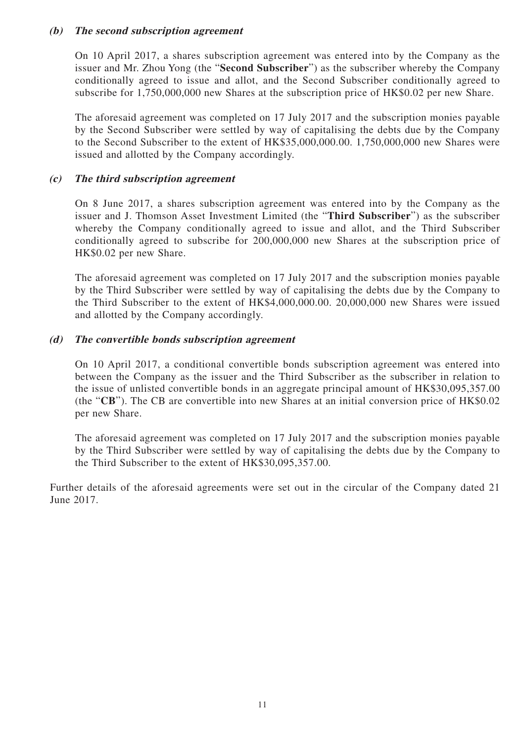***(b) The second subscription agreement***

On 10 April 2017, a shares subscription agreement was entered into by the Company as the issuer and Mr. Zhou Yong (the "**Second Subscriber**") as the subscriber whereby the Company conditionally agreed to issue and allot, and the Second Subscriber conditionally agreed to subscribe for 1,750,000,000 new Shares at the subscription price of HK$0.02 per new Share.

The aforesaid agreement was completed on 17 July 2017 and the subscription monies payable by the Second Subscriber were settled by way of capitalising the debts due by the Company to the Second Subscriber to the extent of HK$35,000,000.00. 1,750,000,000 new Shares were issued and allotted by the Company accordingly.

***(c) The third subscription agreement***

On 8 June 2017, a shares subscription agreement was entered into by the Company as the issuer and J. Thomson Asset Investment Limited (the "**Third Subscriber**") as the subscriber whereby the Company conditionally agreed to issue and allot, and the Third Subscriber conditionally agreed to subscribe for 200,000,000 new Shares at the subscription price of HK$0.02 per new Share.

The aforesaid agreement was completed on 17 July 2017 and the subscription monies payable by the Third Subscriber were settled by way of capitalising the debts due by the Company to the Third Subscriber to the extent of HK$4,000,000.00. 20,000,000 new Shares were issued and allotted by the Company accordingly.

***(d) The convertible bonds subscription agreement***

On 10 April 2017, a conditional convertible bonds subscription agreement was entered into between the Company as the issuer and the Third Subscriber as the subscriber in relation to the issue of unlisted convertible bonds in an aggregate principal amount of HK$30,095,357.00 (the "**CB**"). The CB are convertible into new Shares at an initial conversion price of HK$0.02 per new Share.

The aforesaid agreement was completed on 17 July 2017 and the subscription monies payable by the Third Subscriber were settled by way of capitalising the debts due by the Company to the Third Subscriber to the extent of HK$30,095,357.00.

Further details of the aforesaid agreements were set out in the circular of the Company dated 21 June 2017.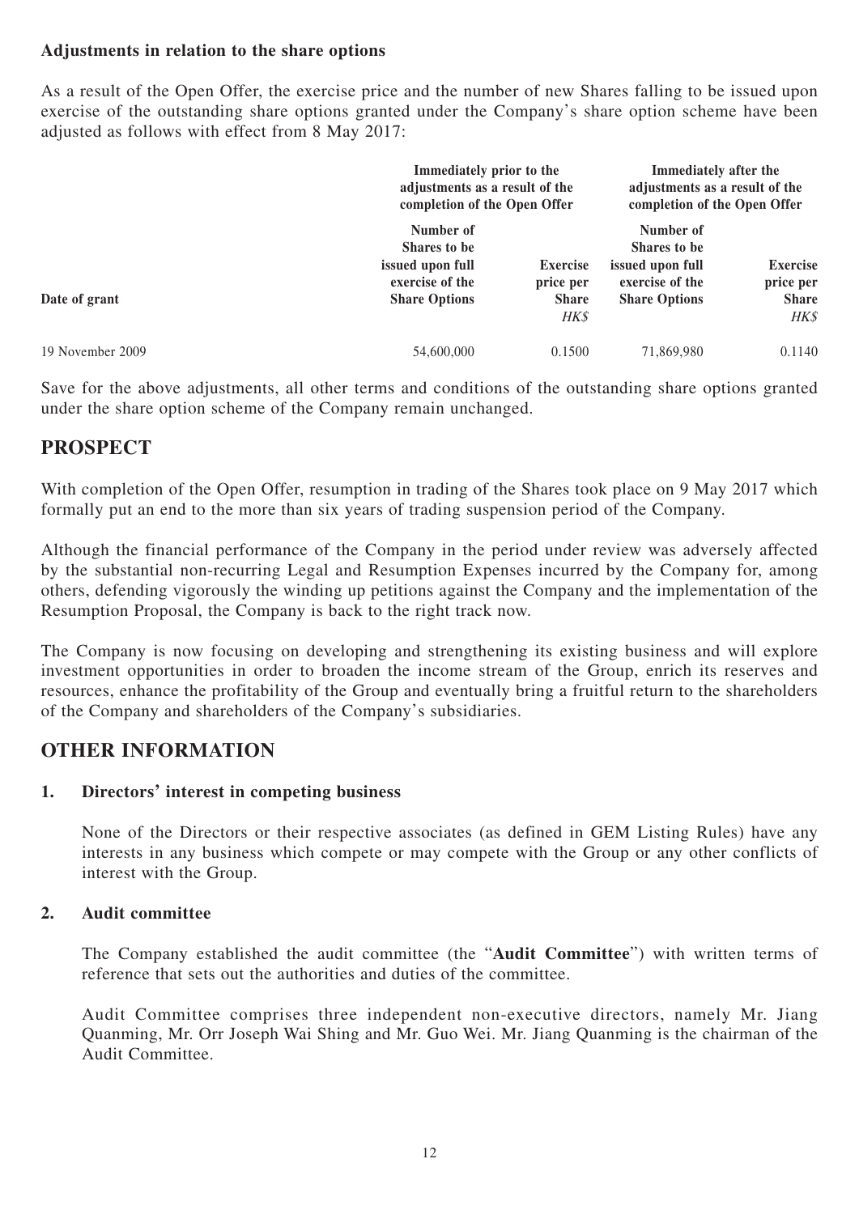**Adjustments in relation to the share options**

As a result of the Open Offer, the exercise price and the number of new Shares falling to be issued upon exercise of the outstanding share options granted under the Company's share option scheme have been adjusted as follows with effect from 8 May 2017:

| | Immediately prior to the adjustments as a result of the completion of the Open Offer | | Immediately after the adjustments as a result of the completion of the Open Offer | |
|---|---|---|---|---|
| Date of grant | Number of Shares to be issued upon full exercise of the Share Options | Exercise price per Share *HK$* | Number of Shares to be issued upon full exercise of the Share Options | Exercise price per Share *HK$* |
| 19 November 2009 | 54,600,000 | 0.1500 | 71,869,980 | 0.1140 |

Save for the above adjustments, all other terms and conditions of the outstanding share options granted under the share option scheme of the Company remain unchanged.

# PROSPECT

With completion of the Open Offer, resumption in trading of the Shares took place on 9 May 2017 which formally put an end to the more than six years of trading suspension period of the Company.

Although the financial performance of the Company in the period under review was adversely affected by the substantial non-recurring Legal and Resumption Expenses incurred by the Company for, among others, defending vigorously the winding up petitions against the Company and the implementation of the Resumption Proposal, the Company is back to the right track now.

The Company is now focusing on developing and strengthening its existing business and will explore investment opportunities in order to broaden the income stream of the Group, enrich its reserves and resources, enhance the profitability of the Group and eventually bring a fruitful return to the shareholders of the Company and shareholders of the Company's subsidiaries.

# OTHER INFORMATION

## 1. Directors' interest in competing business

None of the Directors or their respective associates (as defined in GEM Listing Rules) have any interests in any business which compete or may compete with the Group or any other conflicts of interest with the Group.

## 2. Audit committee

The Company established the audit committee (the "**Audit Committee**") with written terms of reference that sets out the authorities and duties of the committee.

Audit Committee comprises three independent non-executive directors, namely Mr. Jiang Quanming, Mr. Orr Joseph Wai Shing and Mr. Guo Wei. Mr. Jiang Quanming is the chairman of the Audit Committee.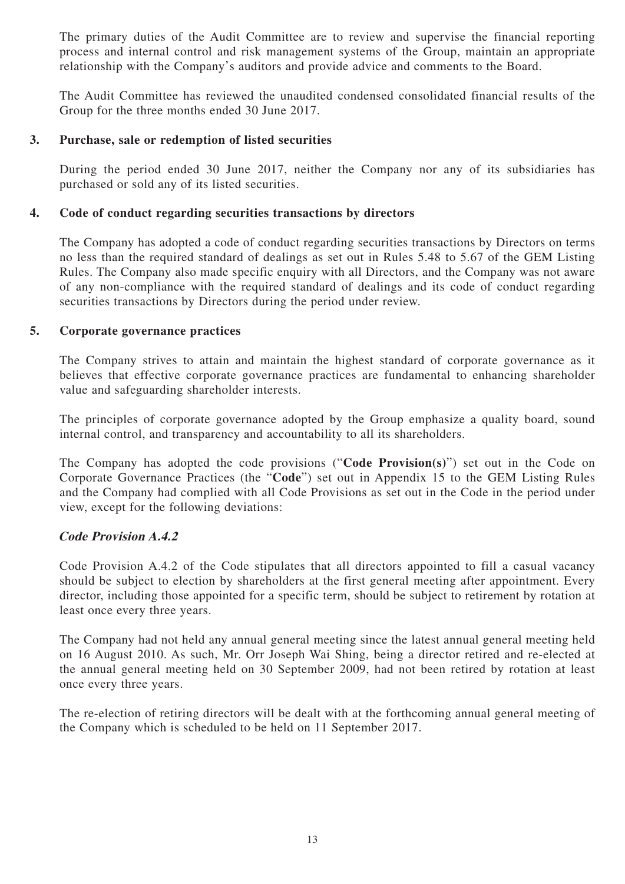The primary duties of the Audit Committee are to review and supervise the financial reporting process and internal control and risk management systems of the Group, maintain an appropriate relationship with the Company's auditors and provide advice and comments to the Board.

The Audit Committee has reviewed the unaudited condensed consolidated financial results of the Group for the three months ended 30 June 2017.

### 3. Purchase, sale or redemption of listed securities

During the period ended 30 June 2017, neither the Company nor any of its subsidiaries has purchased or sold any of its listed securities.

### 4. Code of conduct regarding securities transactions by directors

The Company has adopted a code of conduct regarding securities transactions by Directors on terms no less than the required standard of dealings as set out in Rules 5.48 to 5.67 of the GEM Listing Rules. The Company also made specific enquiry with all Directors, and the Company was not aware of any non-compliance with the required standard of dealings and its code of conduct regarding securities transactions by Directors during the period under review.

### 5. Corporate governance practices

The Company strives to attain and maintain the highest standard of corporate governance as it believes that effective corporate governance practices are fundamental to enhancing shareholder value and safeguarding shareholder interests.

The principles of corporate governance adopted by the Group emphasize a quality board, sound internal control, and transparency and accountability to all its shareholders.

The Company has adopted the code provisions ("**Code Provision(s)**") set out in the Code on Corporate Governance Practices (the "**Code**") set out in Appendix 15 to the GEM Listing Rules and the Company had complied with all Code Provisions as set out in the Code in the period under view, except for the following deviations:

#### ***Code Provision A.4.2***

Code Provision A.4.2 of the Code stipulates that all directors appointed to fill a casual vacancy should be subject to election by shareholders at the first general meeting after appointment. Every director, including those appointed for a specific term, should be subject to retirement by rotation at least once every three years.

The Company had not held any annual general meeting since the latest annual general meeting held on 16 August 2010. As such, Mr. Orr Joseph Wai Shing, being a director retired and re-elected at the annual general meeting held on 30 September 2009, had not been retired by rotation at least once every three years.

The re-election of retiring directors will be dealt with at the forthcoming annual general meeting of the Company which is scheduled to be held on 11 September 2017.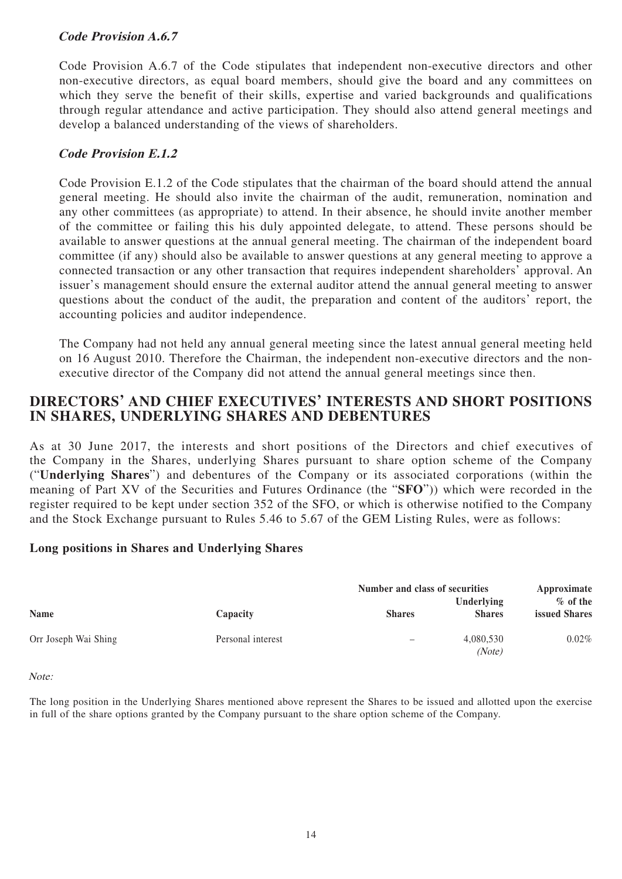### *Code Provision A.6.7*

Code Provision A.6.7 of the Code stipulates that independent non-executive directors and other non-executive directors, as equal board members, should give the board and any committees on which they serve the benefit of their skills, expertise and varied backgrounds and qualifications through regular attendance and active participation. They should also attend general meetings and develop a balanced understanding of the views of shareholders.

### *Code Provision E.1.2*

Code Provision E.1.2 of the Code stipulates that the chairman of the board should attend the annual general meeting. He should also invite the chairman of the audit, remuneration, nomination and any other committees (as appropriate) to attend. In their absence, he should invite another member of the committee or failing this his duly appointed delegate, to attend. These persons should be available to answer questions at the annual general meeting. The chairman of the independent board committee (if any) should also be available to answer questions at any general meeting to approve a connected transaction or any other transaction that requires independent shareholders' approval. An issuer's management should ensure the external auditor attend the annual general meeting to answer questions about the conduct of the audit, the preparation and content of the auditors' report, the accounting policies and auditor independence.

The Company had not held any annual general meeting since the latest annual general meeting held on 16 August 2010. Therefore the Chairman, the independent non-executive directors and the non-executive director of the Company did not attend the annual general meetings since then.

## DIRECTORS' AND CHIEF EXECUTIVES' INTERESTS AND SHORT POSITIONS IN SHARES, UNDERLYING SHARES AND DEBENTURES

As at 30 June 2017, the interests and short positions of the Directors and chief executives of the Company in the Shares, underlying Shares pursuant to share option scheme of the Company ("**Underlying Shares**") and debentures of the Company or its associated corporations (within the meaning of Part XV of the Securities and Futures Ordinance (the "**SFO**")) which were recorded in the register required to be kept under section 352 of the SFO, or which is otherwise notified to the Company and the Stock Exchange pursuant to Rules 5.46 to 5.67 of the GEM Listing Rules, were as follows:

### Long positions in Shares and Underlying Shares

| Name | Capacity | Number and class of securities | | Approximate % of the issued Shares |
|---|---|---|---|---|
| | | Shares | Underlying Shares | |
| Orr Joseph Wai Shing | Personal interest | – | 4,080,530 *(Note)* | 0.02% |

*Note:*

The long position in the Underlying Shares mentioned above represent the Shares to be issued and allotted upon the exercise in full of the share options granted by the Company pursuant to the share option scheme of the Company.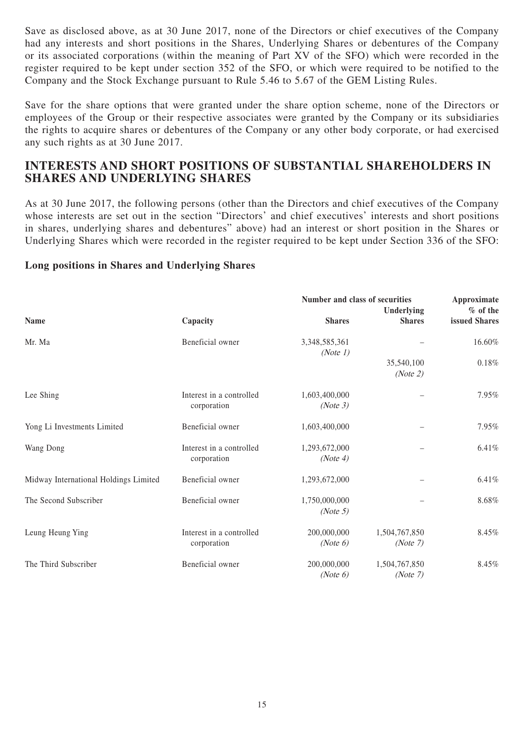Save as disclosed above, as at 30 June 2017, none of the Directors or chief executives of the Company had any interests and short positions in the Shares, Underlying Shares or debentures of the Company or its associated corporations (within the meaning of Part XV of the SFO) which were recorded in the register required to be kept under section 352 of the SFO, or which were required to be notified to the Company and the Stock Exchange pursuant to Rule 5.46 to 5.67 of the GEM Listing Rules.

Save for the share options that were granted under the share option scheme, none of the Directors or employees of the Group or their respective associates were granted by the Company or its subsidiaries the rights to acquire shares or debentures of the Company or any other body corporate, or had exercised any such rights as at 30 June 2017.

## INTERESTS AND SHORT POSITIONS OF SUBSTANTIAL SHAREHOLDERS IN SHARES AND UNDERLYING SHARES

As at 30 June 2017, the following persons (other than the Directors and chief executives of the Company whose interests are set out in the section "Directors' and chief executives' interests and short positions in shares, underlying shares and debentures" above) had an interest or short position in the Shares or Underlying Shares which were recorded in the register required to be kept under Section 336 of the SFO:

### Long positions in Shares and Underlying Shares

| Name | Capacity | Number and class of securities | | Approximate % of the issued Shares |
|---|---|---|---|---|
| | | **Shares** | **Underlying Shares** | |
| Mr. Ma | Beneficial owner | 3,348,585,361 *(Note 1)* | – | 16.60% |
| | | | 35,540,100 *(Note 2)* | 0.18% |
| Lee Shing | Interest in a controlled corporation | 1,603,400,000 *(Note 3)* | – | 7.95% |
| Yong Li Investments Limited | Beneficial owner | 1,603,400,000 | – | 7.95% |
| Wang Dong | Interest in a controlled corporation | 1,293,672,000 *(Note 4)* | – | 6.41% |
| Midway International Holdings Limited | Beneficial owner | 1,293,672,000 | – | 6.41% |
| The Second Subscriber | Beneficial owner | 1,750,000,000 *(Note 5)* | – | 8.68% |
| Leung Heung Ying | Interest in a controlled corporation | 200,000,000 *(Note 6)* | 1,504,767,850 *(Note 7)* | 8.45% |
| The Third Subscriber | Beneficial owner | 200,000,000 *(Note 6)* | 1,504,767,850 *(Note 7)* | 8.45% |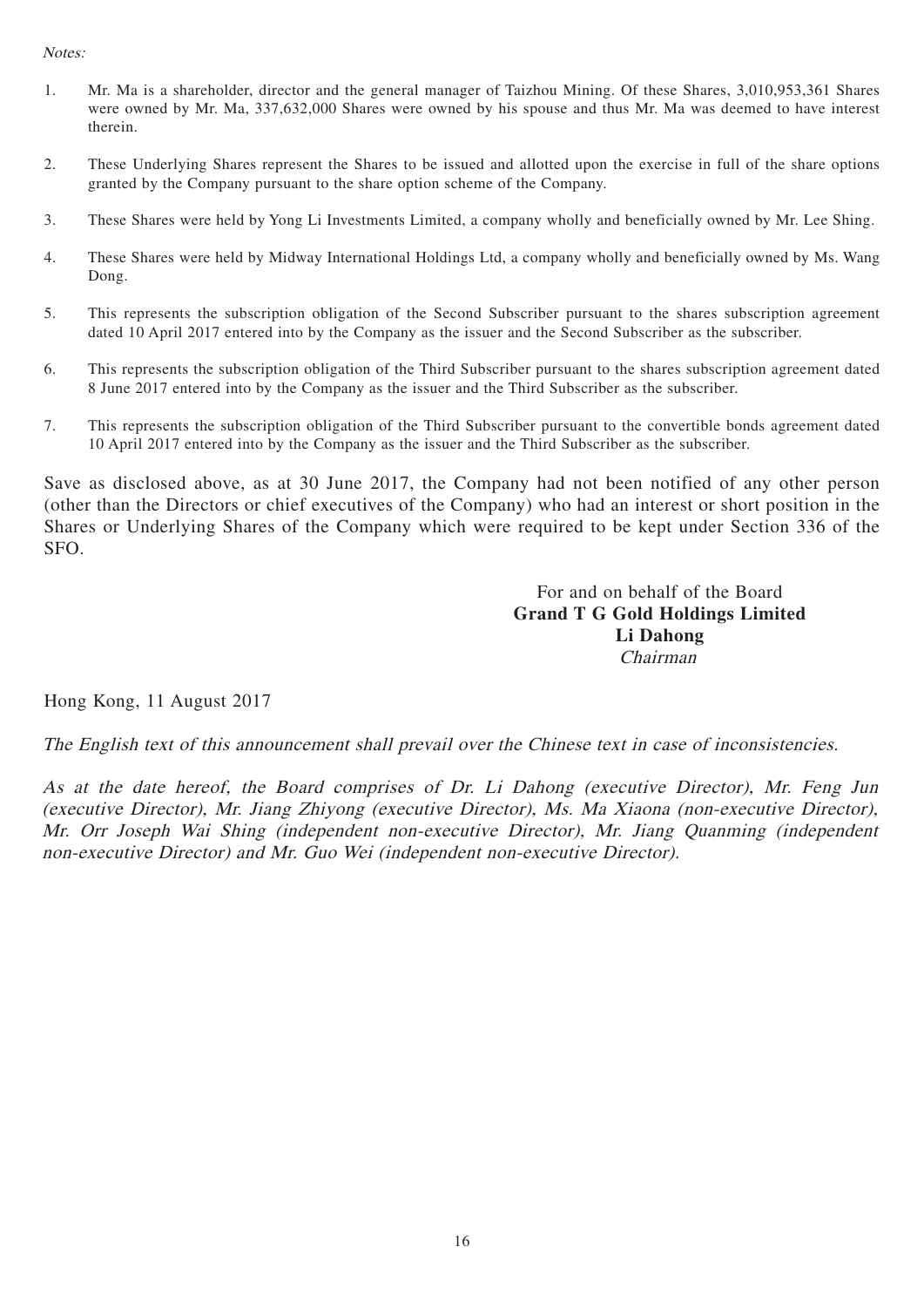*Notes:*

1. Mr. Ma is a shareholder, director and the general manager of Taizhou Mining. Of these Shares, 3,010,953,361 Shares were owned by Mr. Ma, 337,632,000 Shares were owned by his spouse and thus Mr. Ma was deemed to have interest therein.

2. These Underlying Shares represent the Shares to be issued and allotted upon the exercise in full of the share options granted by the Company pursuant to the share option scheme of the Company.

3. These Shares were held by Yong Li Investments Limited, a company wholly and beneficially owned by Mr. Lee Shing.

4. These Shares were held by Midway International Holdings Ltd, a company wholly and beneficially owned by Ms. Wang Dong.

5. This represents the subscription obligation of the Second Subscriber pursuant to the shares subscription agreement dated 10 April 2017 entered into by the Company as the issuer and the Second Subscriber as the subscriber.

6. This represents the subscription obligation of the Third Subscriber pursuant to the shares subscription agreement dated 8 June 2017 entered into by the Company as the issuer and the Third Subscriber as the subscriber.

7. This represents the subscription obligation of the Third Subscriber pursuant to the convertible bonds agreement dated 10 April 2017 entered into by the Company as the issuer and the Third Subscriber as the subscriber.

Save as disclosed above, as at 30 June 2017, the Company had not been notified of any other person (other than the Directors or chief executives of the Company) who had an interest or short position in the Shares or Underlying Shares of the Company which were required to be kept under Section 336 of the SFO.

For and on behalf of the Board
**Grand T G Gold Holdings Limited**
**Li Dahong**
*Chairman*

Hong Kong, 11 August 2017

*The English text of this announcement shall prevail over the Chinese text in case of inconsistencies.*

*As at the date hereof, the Board comprises of Dr. Li Dahong (executive Director), Mr. Feng Jun (executive Director), Mr. Jiang Zhiyong (executive Director), Ms. Ma Xiaona (non-executive Director), Mr. Orr Joseph Wai Shing (independent non-executive Director), Mr. Jiang Quanming (independent non-executive Director) and Mr. Guo Wei (independent non-executive Director).*